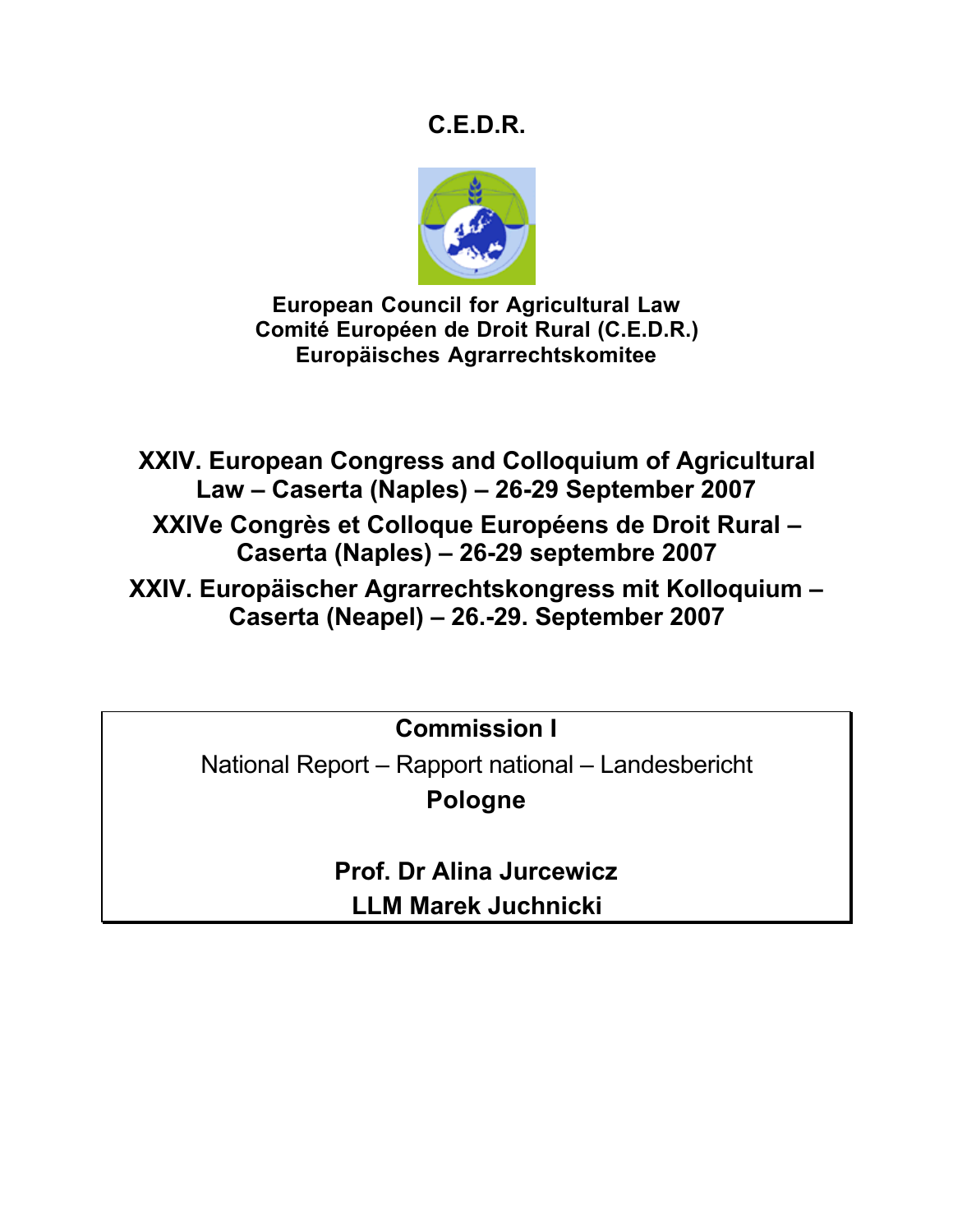# C.E.D.R.

**European Council for Agricultural Law**
**Comité Européen de Droit Rural (C.E.D.R.)**
**Europäisches Agrarrechtskomitee**

## XXIV. European Congress and Colloquium of Agricultural Law – Caserta (Naples) – 26-29 September 2007

## XXIVe Congrès et Colloque Européens de Droit Rural – Caserta (Naples) – 26-29 septembre 2007

## XXIV. Europäischer Agrarrechtskongress mit Kolloquium – Caserta (Neapel) – 26.-29. September 2007

**Commission I**

National Report – Rapport national – Landesbericht

**Pologne**

**Prof. Dr Alina Jurcewicz**
**LLM Marek Juchnicki**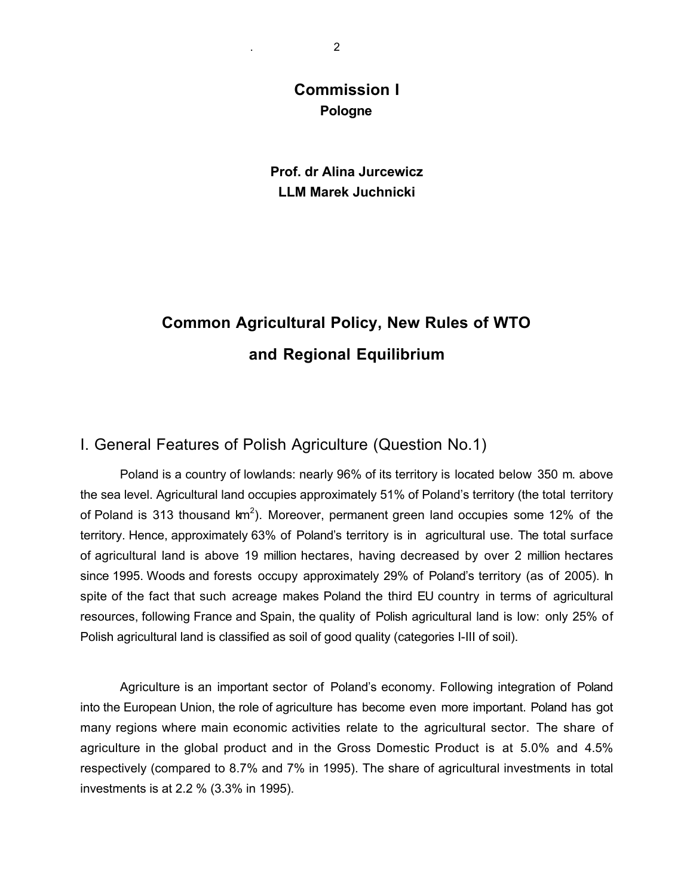**Commission I**

**Pologne**

**Prof. dr Alina Jurcewicz**

**LLM Marek Juchnicki**

# Common Agricultural Policy, New Rules of WTO and Regional Equilibrium

## I. General Features of Polish Agriculture (Question No.1)

Poland is a country of lowlands: nearly 96% of its territory is located below 350 m. above the sea level. Agricultural land occupies approximately 51% of Poland's territory (the total territory of Poland is 313 thousand $km^2$). Moreover, permanent green land occupies some 12% of the territory. Hence, approximately 63% of Poland's territory is in agricultural use. The total surface of agricultural land is above 19 million hectares, having decreased by over 2 million hectares since 1995. Woods and forests occupy approximately 29% of Poland's territory (as of 2005). In spite of the fact that such acreage makes Poland the third EU country in terms of agricultural resources, following France and Spain, the quality of Polish agricultural land is low: only 25% of Polish agricultural land is classified as soil of good quality (categories I-III of soil).

Agriculture is an important sector of Poland's economy. Following integration of Poland into the European Union, the role of agriculture has become even more important. Poland has got many regions where main economic activities relate to the agricultural sector. The share of agriculture in the global product and in the Gross Domestic Product is at 5.0% and 4.5% respectively (compared to 8.7% and 7% in 1995). The share of agricultural investments in total investments is at 2.2 % (3.3% in 1995).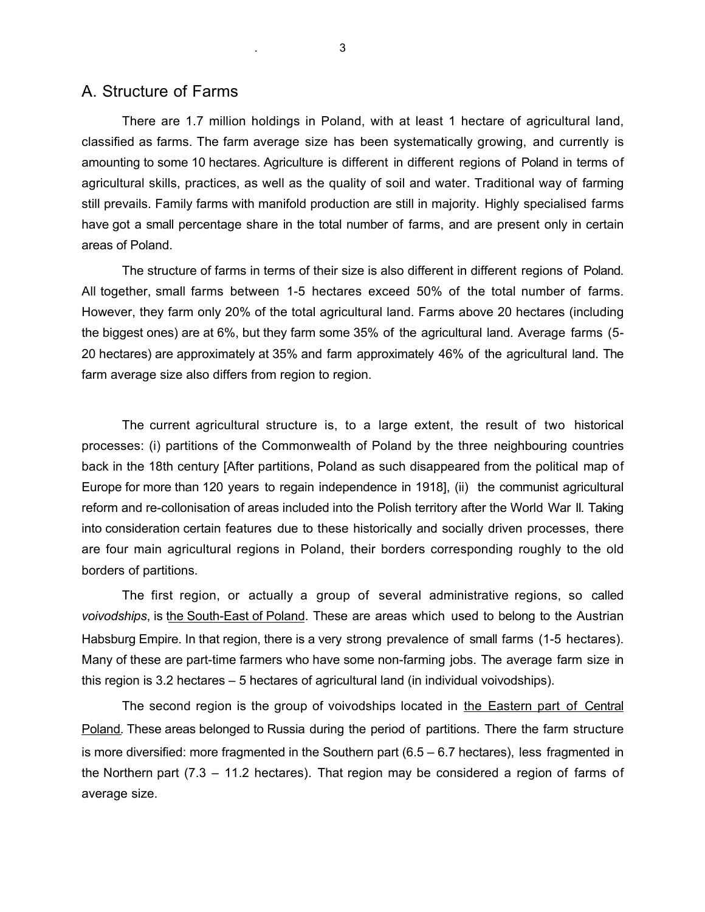## A. Structure of Farms

There are 1.7 million holdings in Poland, with at least 1 hectare of agricultural land, classified as farms. The farm average size has been systematically growing, and currently is amounting to some 10 hectares. Agriculture is different in different regions of Poland in terms of agricultural skills, practices, as well as the quality of soil and water. Traditional way of farming still prevails. Family farms with manifold production are still in majority. Highly specialised farms have got a small percentage share in the total number of farms, and are present only in certain areas of Poland.

The structure of farms in terms of their size is also different in different regions of Poland. All together, small farms between 1-5 hectares exceed 50% of the total number of farms. However, they farm only 20% of the total agricultural land. Farms above 20 hectares (including the biggest ones) are at 6%, but they farm some 35% of the agricultural land. Average farms (5-20 hectares) are approximately at 35% and farm approximately 46% of the agricultural land. The farm average size also differs from region to region.

The current agricultural structure is, to a large extent, the result of two historical processes: (i) partitions of the Commonwealth of Poland by the three neighbouring countries back in the 18th century [After partitions, Poland as such disappeared from the political map of Europe for more than 120 years to regain independence in 1918], (ii) the communist agricultural reform and re-collonisation of areas included into the Polish territory after the World War II. Taking into consideration certain features due to these historically and socially driven processes, there are four main agricultural regions in Poland, their borders corresponding roughly to the old borders of partitions.

The first region, or actually a group of several administrative regions, so called *voivodships*, is <u>the South-East of Poland</u>. These are areas which used to belong to the Austrian Habsburg Empire. In that region, there is a very strong prevalence of small farms (1-5 hectares). Many of these are part-time farmers who have some non-farming jobs. The average farm size in this region is 3.2 hectares – 5 hectares of agricultural land (in individual voivodships).

The second region is the group of voivodships located in <u>the Eastern part of Central Poland</u>. These areas belonged to Russia during the period of partitions. There the farm structure is more diversified: more fragmented in the Southern part (6.5 – 6.7 hectares), less fragmented in the Northern part (7.3 – 11.2 hectares). That region may be considered a region of farms of average size.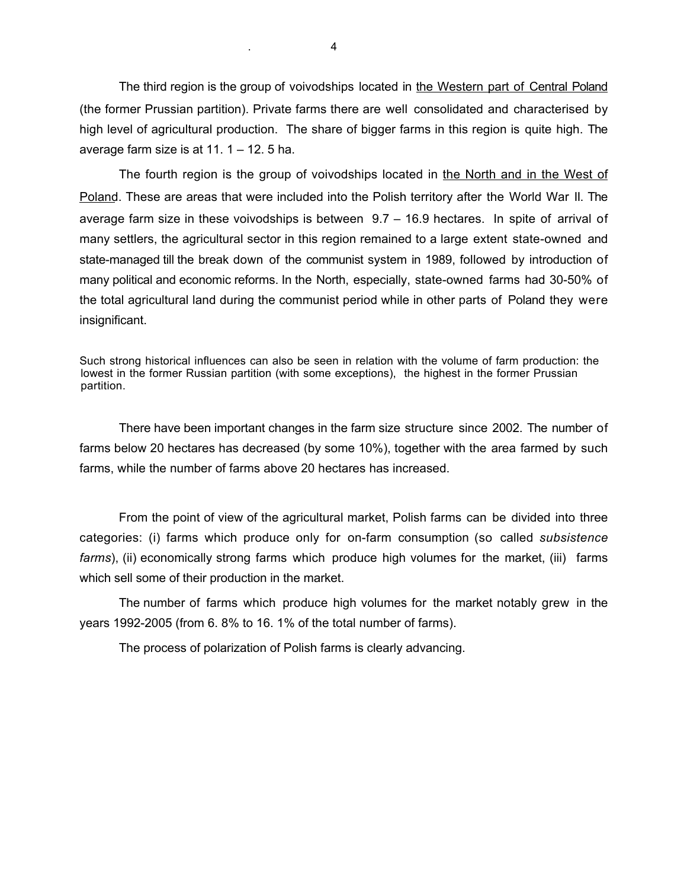The third region is the group of voivodships located in <u>the Western part of Central Poland</u> (the former Prussian partition). Private farms there are well consolidated and characterised by high level of agricultural production. The share of bigger farms in this region is quite high. The average farm size is at 11. 1 – 12. 5 ha.

The fourth region is the group of voivodships located in <u>the North and in the West of Poland</u>. These are areas that were included into the Polish territory after the World War II. The average farm size in these voivodships is between 9.7 – 16.9 hectares. In spite of arrival of many settlers, the agricultural sector in this region remained to a large extent state-owned and state-managed till the break down of the communist system in 1989, followed by introduction of many political and economic reforms. In the North, especially, state-owned farms had 30-50% of the total agricultural land during the communist period while in other parts of Poland they were insignificant.

Such strong historical influences can also be seen in relation with the volume of farm production: the lowest in the former Russian partition (with some exceptions), the highest in the former Prussian partition.

There have been important changes in the farm size structure since 2002. The number of farms below 20 hectares has decreased (by some 10%), together with the area farmed by such farms, while the number of farms above 20 hectares has increased.

From the point of view of the agricultural market, Polish farms can be divided into three categories: (i) farms which produce only for on-farm consumption (so called *subsistence farms*), (ii) economically strong farms which produce high volumes for the market, (iii) farms which sell some of their production in the market.

The number of farms which produce high volumes for the market notably grew in the years 1992-2005 (from 6. 8% to 16. 1% of the total number of farms).

The process of polarization of Polish farms is clearly advancing.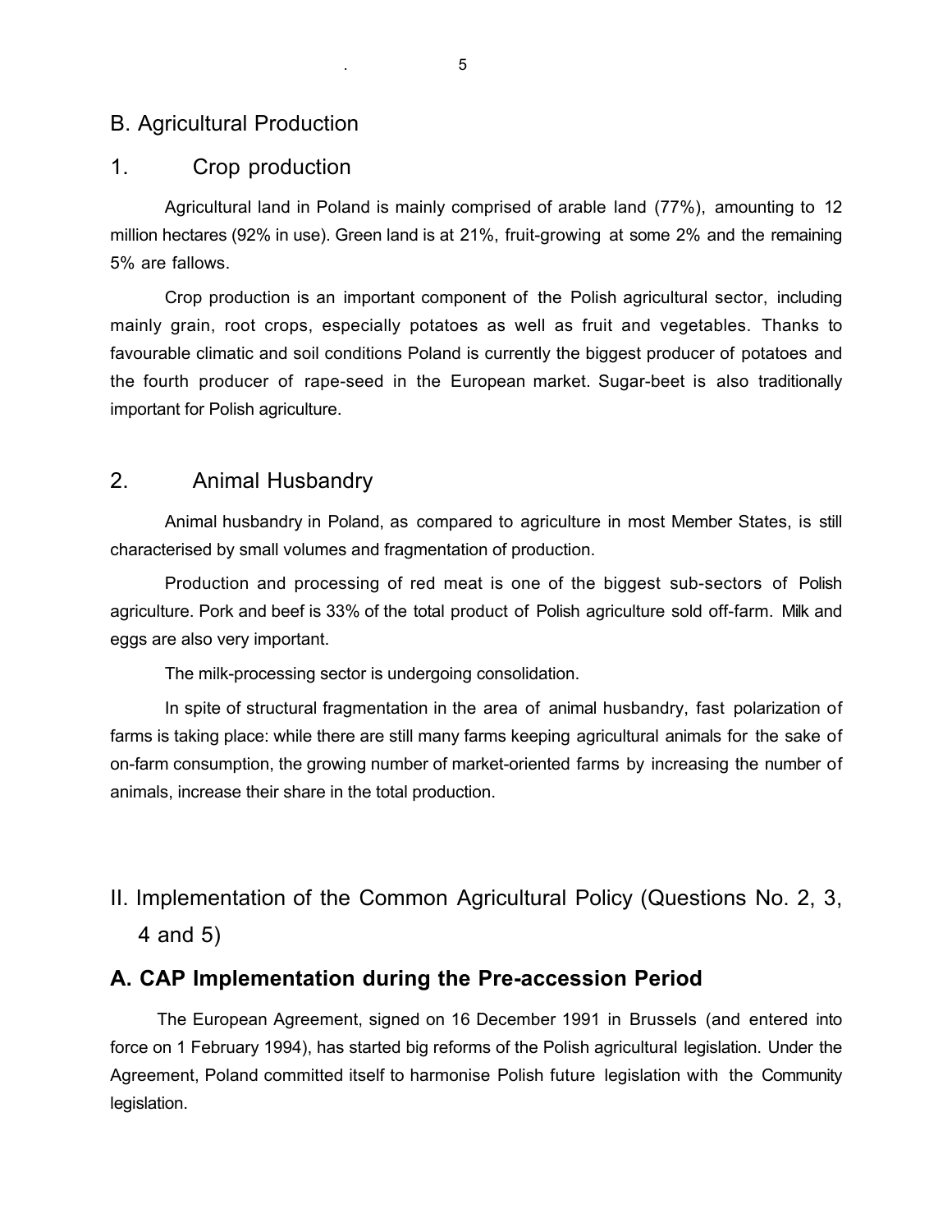## B. Agricultural Production

### 1. Crop production

Agricultural land in Poland is mainly comprised of arable land (77%), amounting to 12 million hectares (92% in use). Green land is at 21%, fruit-growing at some 2% and the remaining 5% are fallows.

Crop production is an important component of the Polish agricultural sector, including mainly grain, root crops, especially potatoes as well as fruit and vegetables. Thanks to favourable climatic and soil conditions Poland is currently the biggest producer of potatoes and the fourth producer of rape-seed in the European market. Sugar-beet is also traditionally important for Polish agriculture.

### 2. Animal Husbandry

Animal husbandry in Poland, as compared to agriculture in most Member States, is still characterised by small volumes and fragmentation of production.

Production and processing of red meat is one of the biggest sub-sectors of Polish agriculture. Pork and beef is 33% of the total product of Polish agriculture sold off-farm. Milk and eggs are also very important.

The milk-processing sector is undergoing consolidation.

In spite of structural fragmentation in the area of animal husbandry, fast polarization of farms is taking place: while there are still many farms keeping agricultural animals for the sake of on-farm consumption, the growing number of market-oriented farms by increasing the number of animals, increase their share in the total production.

# II. Implementation of the Common Agricultural Policy (Questions No. 2, 3, 4 and 5)

## A. CAP Implementation during the Pre-accession Period

The European Agreement, signed on 16 December 1991 in Brussels (and entered into force on 1 February 1994), has started big reforms of the Polish agricultural legislation. Under the Agreement, Poland committed itself to harmonise Polish future legislation with the Community legislation.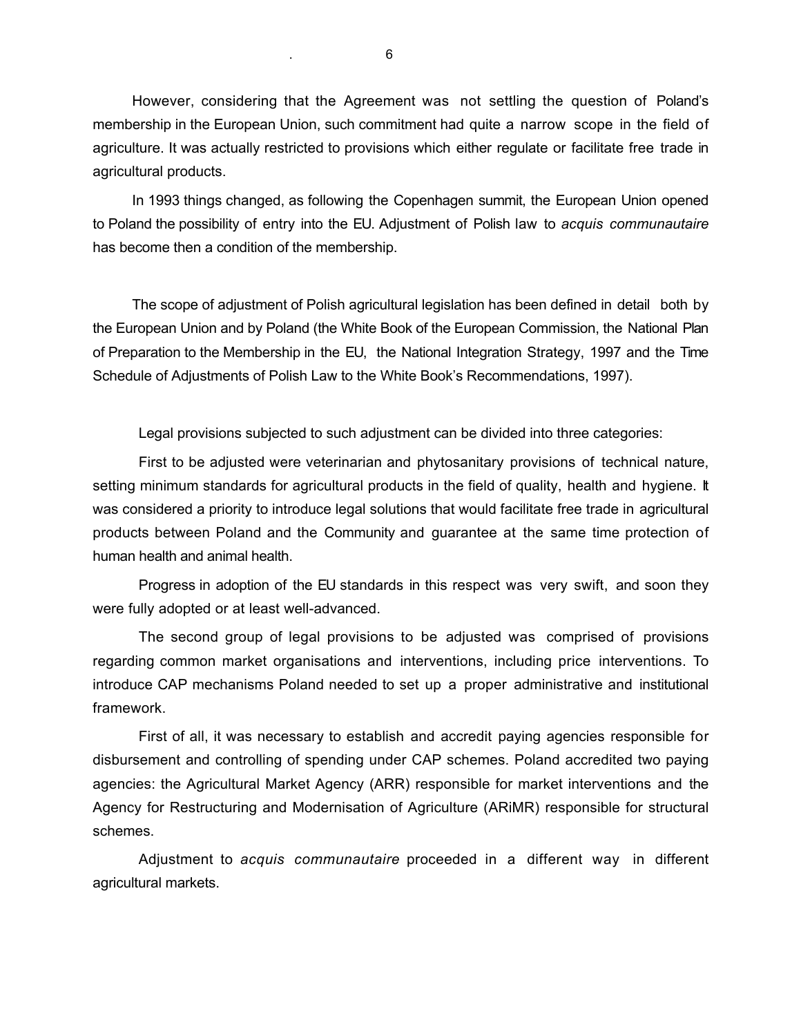However, considering that the Agreement was not settling the question of Poland's membership in the European Union, such commitment had quite a narrow scope in the field of agriculture. It was actually restricted to provisions which either regulate or facilitate free trade in agricultural products.

In 1993 things changed, as following the Copenhagen summit, the European Union opened to Poland the possibility of entry into the EU. Adjustment of Polish law to *acquis communautaire* has become then a condition of the membership.

The scope of adjustment of Polish agricultural legislation has been defined in detail both by the European Union and by Poland (the White Book of the European Commission, the National Plan of Preparation to the Membership in the EU, the National Integration Strategy, 1997 and the Time Schedule of Adjustments of Polish Law to the White Book's Recommendations, 1997).

Legal provisions subjected to such adjustment can be divided into three categories:

First to be adjusted were veterinarian and phytosanitary provisions of technical nature, setting minimum standards for agricultural products in the field of quality, health and hygiene. It was considered a priority to introduce legal solutions that would facilitate free trade in agricultural products between Poland and the Community and guarantee at the same time protection of human health and animal health.

Progress in adoption of the EU standards in this respect was very swift, and soon they were fully adopted or at least well-advanced.

The second group of legal provisions to be adjusted was comprised of provisions regarding common market organisations and interventions, including price interventions. To introduce CAP mechanisms Poland needed to set up a proper administrative and institutional framework.

First of all, it was necessary to establish and accredit paying agencies responsible for disbursement and controlling of spending under CAP schemes. Poland accredited two paying agencies: the Agricultural Market Agency (ARR) responsible for market interventions and the Agency for Restructuring and Modernisation of Agriculture (ARiMR) responsible for structural schemes.

Adjustment to *acquis communautaire* proceeded in a different way in different agricultural markets.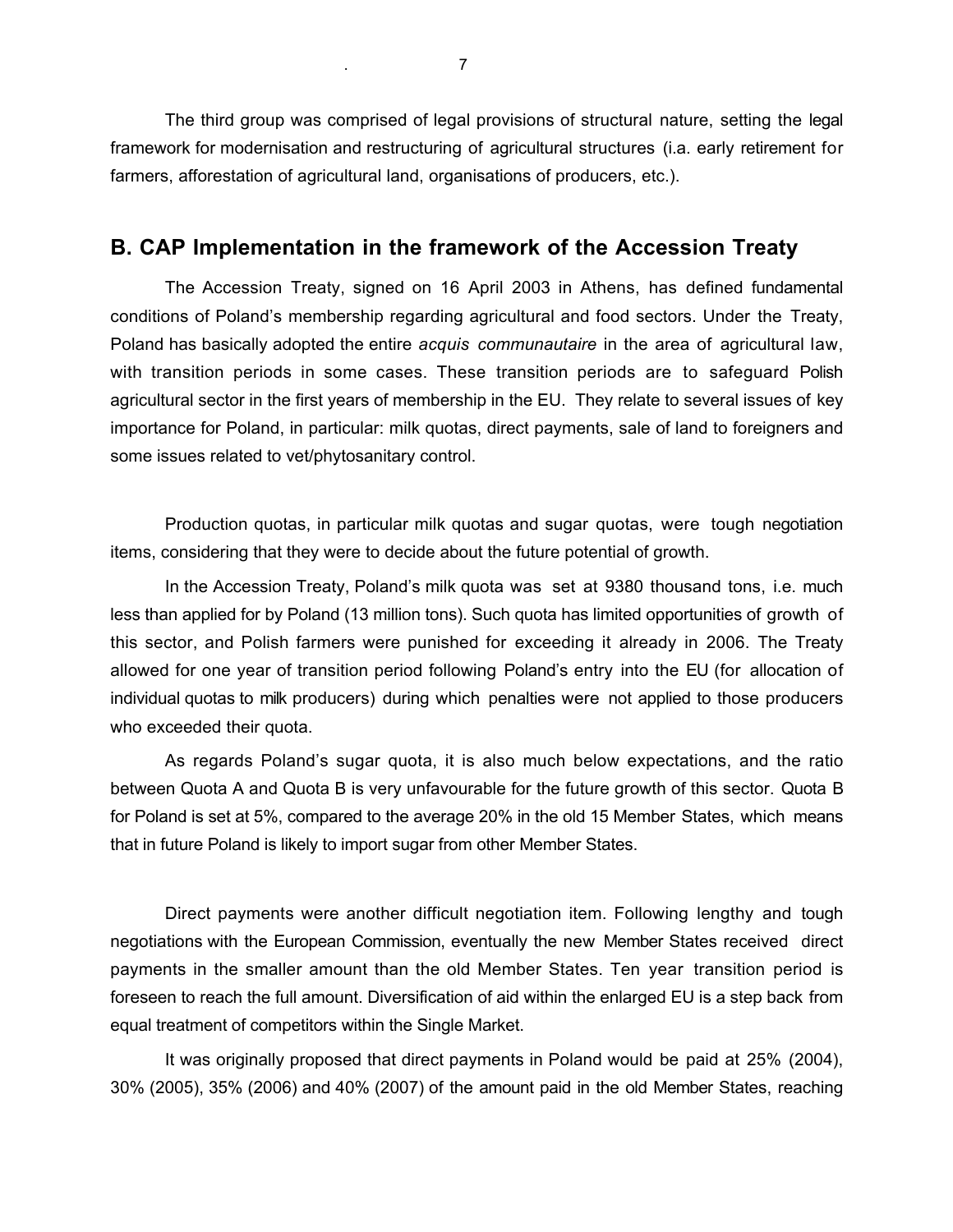The third group was comprised of legal provisions of structural nature, setting the legal framework for modernisation and restructuring of agricultural structures (i.a. early retirement for farmers, afforestation of agricultural land, organisations of producers, etc.).

## B. CAP Implementation in the framework of the Accession Treaty

The Accession Treaty, signed on 16 April 2003 in Athens, has defined fundamental conditions of Poland's membership regarding agricultural and food sectors. Under the Treaty, Poland has basically adopted the entire *acquis communautaire* in the area of agricultural law, with transition periods in some cases. These transition periods are to safeguard Polish agricultural sector in the first years of membership in the EU. They relate to several issues of key importance for Poland, in particular: milk quotas, direct payments, sale of land to foreigners and some issues related to vet/phytosanitary control.

Production quotas, in particular milk quotas and sugar quotas, were tough negotiation items, considering that they were to decide about the future potential of growth.

In the Accession Treaty, Poland's milk quota was set at 9380 thousand tons, i.e. much less than applied for by Poland (13 million tons). Such quota has limited opportunities of growth of this sector, and Polish farmers were punished for exceeding it already in 2006. The Treaty allowed for one year of transition period following Poland's entry into the EU (for allocation of individual quotas to milk producers) during which penalties were not applied to those producers who exceeded their quota.

As regards Poland's sugar quota, it is also much below expectations, and the ratio between Quota A and Quota B is very unfavourable for the future growth of this sector. Quota B for Poland is set at 5%, compared to the average 20% in the old 15 Member States, which means that in future Poland is likely to import sugar from other Member States.

Direct payments were another difficult negotiation item. Following lengthy and tough negotiations with the European Commission, eventually the new Member States received direct payments in the smaller amount than the old Member States. Ten year transition period is foreseen to reach the full amount. Diversification of aid within the enlarged EU is a step back from equal treatment of competitors within the Single Market.

It was originally proposed that direct payments in Poland would be paid at 25% (2004), 30% (2005), 35% (2006) and 40% (2007) of the amount paid in the old Member States, reaching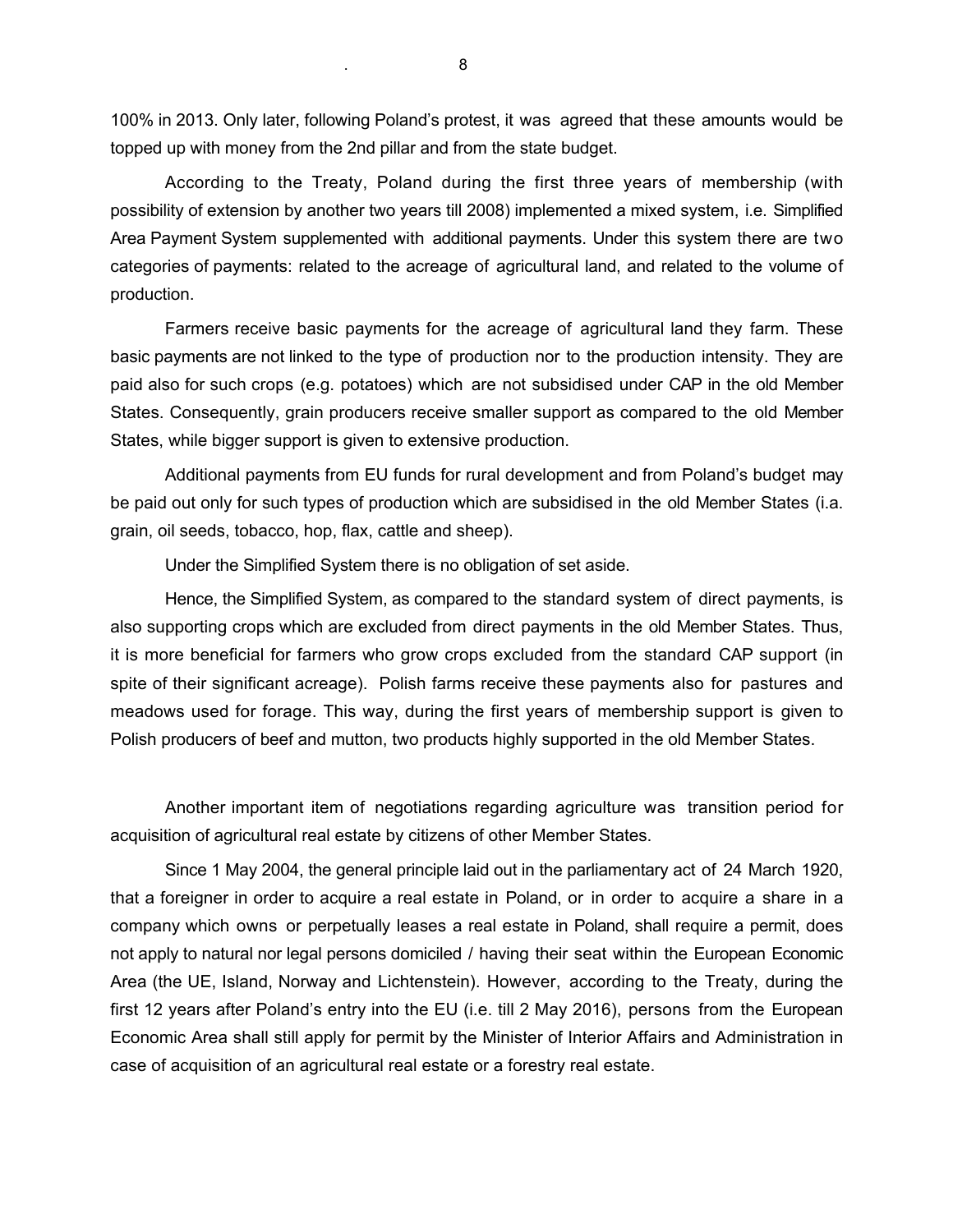100% in 2013. Only later, following Poland's protest, it was agreed that these amounts would be topped up with money from the 2nd pillar and from the state budget.

According to the Treaty, Poland during the first three years of membership (with possibility of extension by another two years till 2008) implemented a mixed system, i.e. Simplified Area Payment System supplemented with additional payments. Under this system there are two categories of payments: related to the acreage of agricultural land, and related to the volume of production.

Farmers receive basic payments for the acreage of agricultural land they farm. These basic payments are not linked to the type of production nor to the production intensity. They are paid also for such crops (e.g. potatoes) which are not subsidised under CAP in the old Member States. Consequently, grain producers receive smaller support as compared to the old Member States, while bigger support is given to extensive production.

Additional payments from EU funds for rural development and from Poland's budget may be paid out only for such types of production which are subsidised in the old Member States (i.a. grain, oil seeds, tobacco, hop, flax, cattle and sheep).

Under the Simplified System there is no obligation of set aside.

Hence, the Simplified System, as compared to the standard system of direct payments, is also supporting crops which are excluded from direct payments in the old Member States. Thus, it is more beneficial for farmers who grow crops excluded from the standard CAP support (in spite of their significant acreage). Polish farms receive these payments also for pastures and meadows used for forage. This way, during the first years of membership support is given to Polish producers of beef and mutton, two products highly supported in the old Member States.

Another important item of negotiations regarding agriculture was transition period for acquisition of agricultural real estate by citizens of other Member States.

Since 1 May 2004, the general principle laid out in the parliamentary act of 24 March 1920, that a foreigner in order to acquire a real estate in Poland, or in order to acquire a share in a company which owns or perpetually leases a real estate in Poland, shall require a permit, does not apply to natural nor legal persons domiciled / having their seat within the European Economic Area (the UE, Island, Norway and Lichtenstein). However, according to the Treaty, during the first 12 years after Poland's entry into the EU (i.e. till 2 May 2016), persons from the European Economic Area shall still apply for permit by the Minister of Interior Affairs and Administration in case of acquisition of an agricultural real estate or a forestry real estate.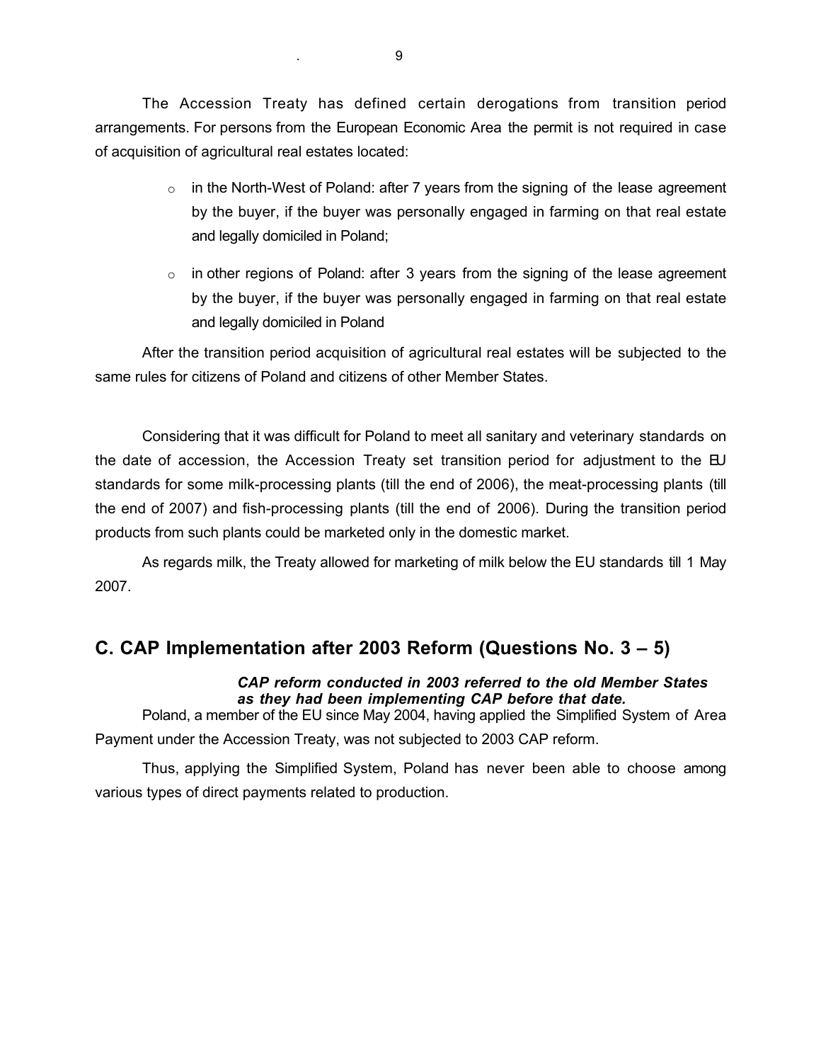The Accession Treaty has defined certain derogations from transition period arrangements. For persons from the European Economic Area the permit is not required in case of acquisition of agricultural real estates located:

- in the North-West of Poland: after 7 years from the signing of the lease agreement by the buyer, if the buyer was personally engaged in farming on that real estate and legally domiciled in Poland;
- in other regions of Poland: after 3 years from the signing of the lease agreement by the buyer, if the buyer was personally engaged in farming on that real estate and legally domiciled in Poland

After the transition period acquisition of agricultural real estates will be subjected to the same rules for citizens of Poland and citizens of other Member States.

Considering that it was difficult for Poland to meet all sanitary and veterinary standards on the date of accession, the Accession Treaty set transition period for adjustment to the EU standards for some milk-processing plants (till the end of 2006), the meat-processing plants (till the end of 2007) and fish-processing plants (till the end of 2006). During the transition period products from such plants could be marketed only in the domestic market.

As regards milk, the Treaty allowed for marketing of milk below the EU standards till 1 May 2007.

## C. CAP Implementation after 2003 Reform (Questions No. 3 – 5)

***CAP reform conducted in 2003 referred to the old Member States as they had been implementing CAP before that date.***

Poland, a member of the EU since May 2004, having applied the Simplified System of Area Payment under the Accession Treaty, was not subjected to 2003 CAP reform.

Thus, applying the Simplified System, Poland has never been able to choose among various types of direct payments related to production.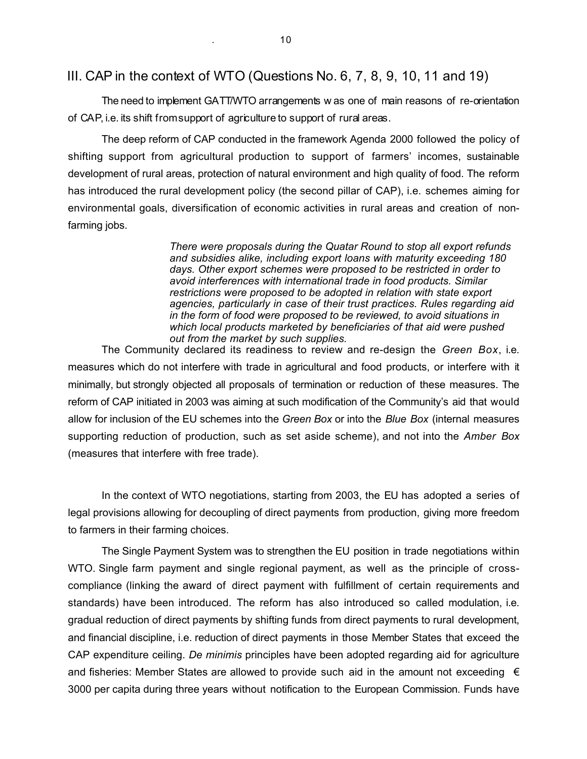## III. CAP in the context of WTO (Questions No. 6, 7, 8, 9, 10, 11 and 19)

The need to implement GATT/WTO arrangements was one of main reasons of re-orientation of CAP, i.e. its shift from support of agriculture to support of rural areas.

The deep reform of CAP conducted in the framework Agenda 2000 followed the policy of shifting support from agricultural production to support of farmers' incomes, sustainable development of rural areas, protection of natural environment and high quality of food. The reform has introduced the rural development policy (the second pillar of CAP), i.e. schemes aiming for environmental goals, diversification of economic activities in rural areas and creation of non-farming jobs.

> *There were proposals during the Quatar Round to stop all export refunds and subsidies alike, including export loans with maturity exceeding 180 days. Other export schemes were proposed to be restricted in order to avoid interferences with international trade in food products. Similar restrictions were proposed to be adopted in relation with state export agencies, particularly in case of their trust practices. Rules regarding aid in the form of food were proposed to be reviewed, to avoid situations in which local products marketed by beneficiaries of that aid were pushed out from the market by such supplies.*

The Community declared its readiness to review and re-design the *Green Box*, i.e. measures which do not interfere with trade in agricultural and food products, or interfere with it minimally, but strongly objected all proposals of termination or reduction of these measures. The reform of CAP initiated in 2003 was aiming at such modification of the Community's aid that would allow for inclusion of the EU schemes into the *Green Box* or into the *Blue Box* (internal measures supporting reduction of production, such as set aside scheme), and not into the *Amber Box* (measures that interfere with free trade).

In the context of WTO negotiations, starting from 2003, the EU has adopted a series of legal provisions allowing for decoupling of direct payments from production, giving more freedom to farmers in their farming choices.

The Single Payment System was to strengthen the EU position in trade negotiations within WTO. Single farm payment and single regional payment, as well as the principle of cross-compliance (linking the award of direct payment with fulfillment of certain requirements and standards) have been introduced. The reform has also introduced so called modulation, i.e. gradual reduction of direct payments by shifting funds from direct payments to rural development, and financial discipline, i.e. reduction of direct payments in those Member States that exceed the CAP expenditure ceiling. *De minimis* principles have been adopted regarding aid for agriculture and fisheries: Member States are allowed to provide such aid in the amount not exceeding € 3000 per capita during three years without notification to the European Commission. Funds have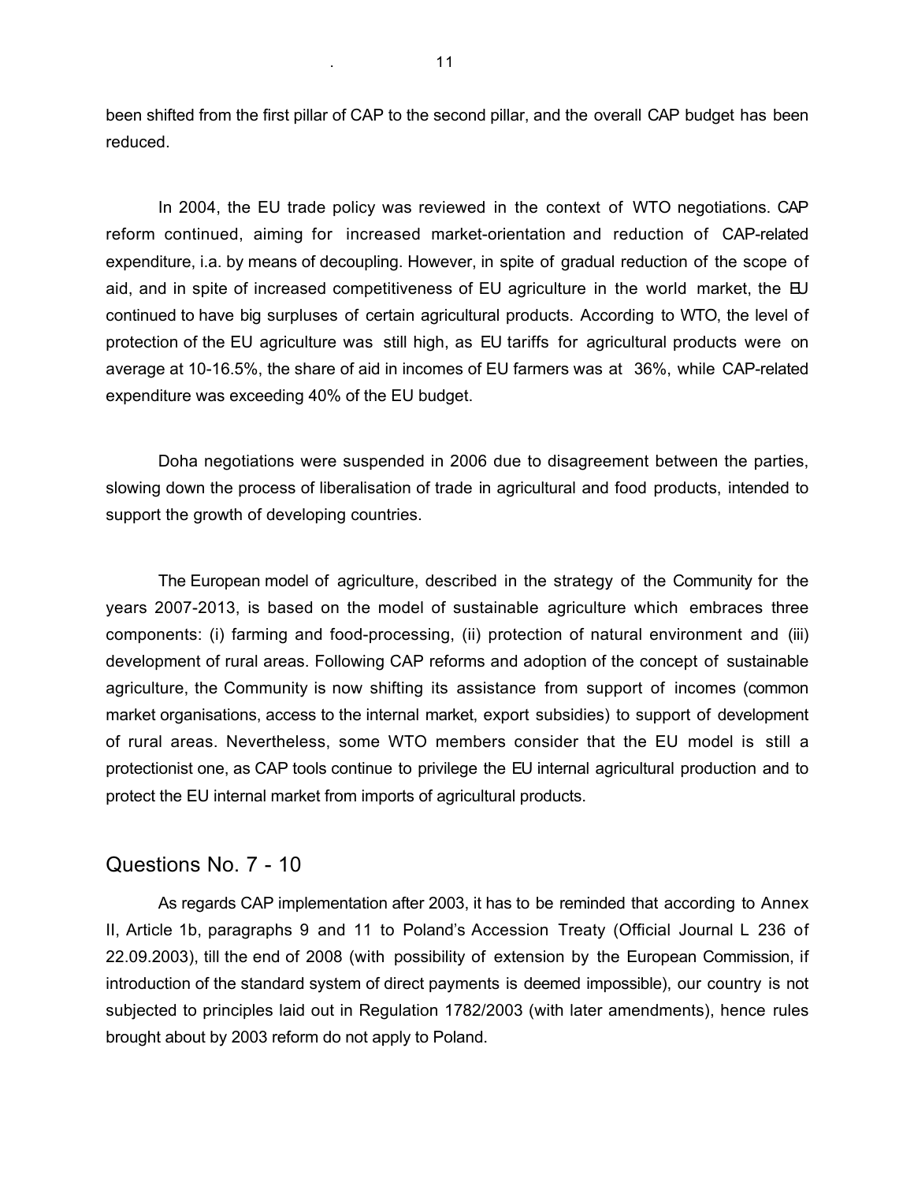been shifted from the first pillar of CAP to the second pillar, and the overall CAP budget has been reduced.

In 2004, the EU trade policy was reviewed in the context of WTO negotiations. CAP reform continued, aiming for increased market-orientation and reduction of CAP-related expenditure, i.a. by means of decoupling. However, in spite of gradual reduction of the scope of aid, and in spite of increased competitiveness of EU agriculture in the world market, the EU continued to have big surpluses of certain agricultural products. According to WTO, the level of protection of the EU agriculture was still high, as EU tariffs for agricultural products were on average at 10-16.5%, the share of aid in incomes of EU farmers was at 36%, while CAP-related expenditure was exceeding 40% of the EU budget.

Doha negotiations were suspended in 2006 due to disagreement between the parties, slowing down the process of liberalisation of trade in agricultural and food products, intended to support the growth of developing countries.

The European model of agriculture, described in the strategy of the Community for the years 2007-2013, is based on the model of sustainable agriculture which embraces three components: (i) farming and food-processing, (ii) protection of natural environment and (iii) development of rural areas. Following CAP reforms and adoption of the concept of sustainable agriculture, the Community is now shifting its assistance from support of incomes (common market organisations, access to the internal market, export subsidies) to support of development of rural areas. Nevertheless, some WTO members consider that the EU model is still a protectionist one, as CAP tools continue to privilege the EU internal agricultural production and to protect the EU internal market from imports of agricultural products.

## Questions No. 7 - 10

As regards CAP implementation after 2003, it has to be reminded that according to Annex II, Article 1b, paragraphs 9 and 11 to Poland's Accession Treaty (Official Journal L 236 of 22.09.2003), till the end of 2008 (with possibility of extension by the European Commission, if introduction of the standard system of direct payments is deemed impossible), our country is not subjected to principles laid out in Regulation 1782/2003 (with later amendments), hence rules brought about by 2003 reform do not apply to Poland.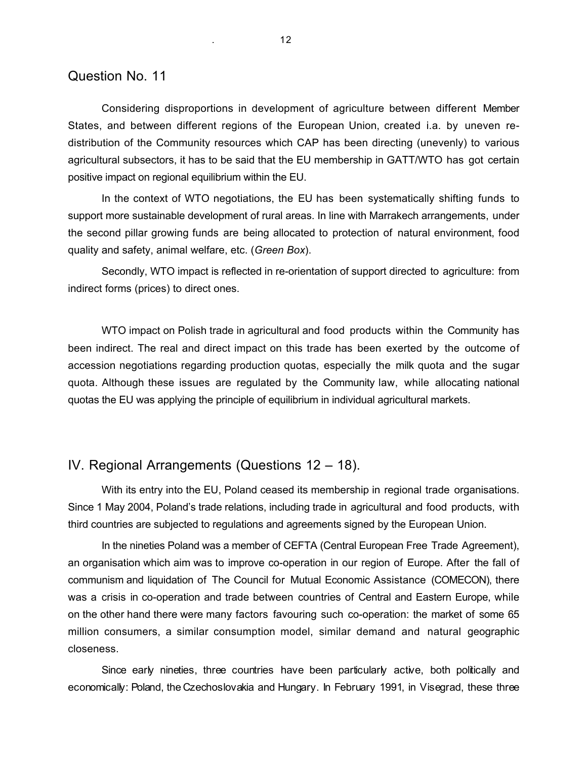## Question No. 11

Considering disproportions in development of agriculture between different Member States, and between different regions of the European Union, created i.a. by uneven re-distribution of the Community resources which CAP has been directing (unevenly) to various agricultural subsectors, it has to be said that the EU membership in GATT/WTO has got certain positive impact on regional equilibrium within the EU.

In the context of WTO negotiations, the EU has been systematically shifting funds to support more sustainable development of rural areas. In line with Marrakech arrangements, under the second pillar growing funds are being allocated to protection of natural environment, food quality and safety, animal welfare, etc. (*Green Box*).

Secondly, WTO impact is reflected in re-orientation of support directed to agriculture: from indirect forms (prices) to direct ones.

WTO impact on Polish trade in agricultural and food products within the Community has been indirect. The real and direct impact on this trade has been exerted by the outcome of accession negotiations regarding production quotas, especially the milk quota and the sugar quota. Although these issues are regulated by the Community law, while allocating national quotas the EU was applying the principle of equilibrium in individual agricultural markets.

## IV. Regional Arrangements (Questions 12 – 18).

With its entry into the EU, Poland ceased its membership in regional trade organisations. Since 1 May 2004, Poland's trade relations, including trade in agricultural and food products, with third countries are subjected to regulations and agreements signed by the European Union.

In the nineties Poland was a member of CEFTA (Central European Free Trade Agreement), an organisation which aim was to improve co-operation in our region of Europe. After the fall of communism and liquidation of The Council for Mutual Economic Assistance (COMECON), there was a crisis in co-operation and trade between countries of Central and Eastern Europe, while on the other hand there were many factors favouring such co-operation: the market of some 65 million consumers, a similar consumption model, similar demand and natural geographic closeness.

Since early nineties, three countries have been particularly active, both politically and economically: Poland, the Czechoslovakia and Hungary. In February 1991, in Visegrad, these three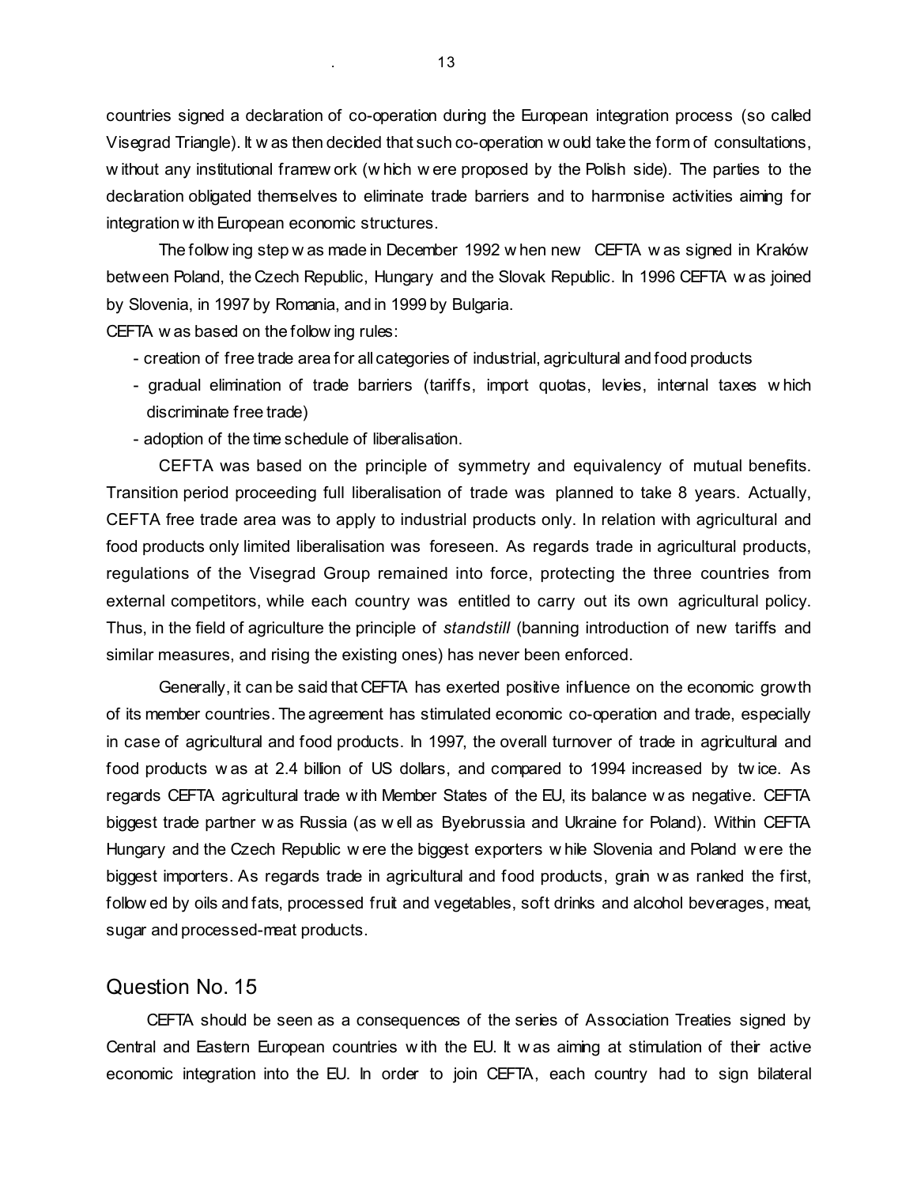countries signed a declaration of co-operation during the European integration process (so called Visegrad Triangle). It was then decided that such co-operation would take the form of consultations, without any institutional framework (which were proposed by the Polish side). The parties to the declaration obligated themselves to eliminate trade barriers and to harmonise activities aiming for integration with European economic structures.

The following step was made in December 1992 when new CEFTA was signed in Kraków between Poland, the Czech Republic, Hungary and the Slovak Republic. In 1996 CEFTA was joined by Slovenia, in 1997 by Romania, and in 1999 by Bulgaria.

CEFTA was based on the following rules:

- creation of free trade area for all categories of industrial, agricultural and food products
- gradual elimination of trade barriers (tariffs, import quotas, levies, internal taxes which discriminate free trade)
- adoption of the time schedule of liberalisation.

CEFTA was based on the principle of symmetry and equivalency of mutual benefits. Transition period proceeding full liberalisation of trade was planned to take 8 years. Actually, CEFTA free trade area was to apply to industrial products only. In relation with agricultural and food products only limited liberalisation was foreseen. As regards trade in agricultural products, regulations of the Visegrad Group remained into force, protecting the three countries from external competitors, while each country was entitled to carry out its own agricultural policy. Thus, in the field of agriculture the principle of *standstill* (banning introduction of new tariffs and similar measures, and rising the existing ones) has never been enforced.

Generally, it can be said that CEFTA has exerted positive influence on the economic growth of its member countries. The agreement has stimulated economic co-operation and trade, especially in case of agricultural and food products. In 1997, the overall turnover of trade in agricultural and food products was at 2.4 billion of US dollars, and compared to 1994 increased by twice. As regards CEFTA agricultural trade with Member States of the EU, its balance was negative. CEFTA biggest trade partner was Russia (as well as Byelorussia and Ukraine for Poland). Within CEFTA Hungary and the Czech Republic were the biggest exporters while Slovenia and Poland were the biggest importers. As regards trade in agricultural and food products, grain was ranked the first, followed by oils and fats, processed fruit and vegetables, soft drinks and alcohol beverages, meat, sugar and processed-meat products.

## Question No. 15

CEFTA should be seen as a consequences of the series of Association Treaties signed by Central and Eastern European countries with the EU. It was aiming at stimulation of their active economic integration into the EU. In order to join CEFTA, each country had to sign bilateral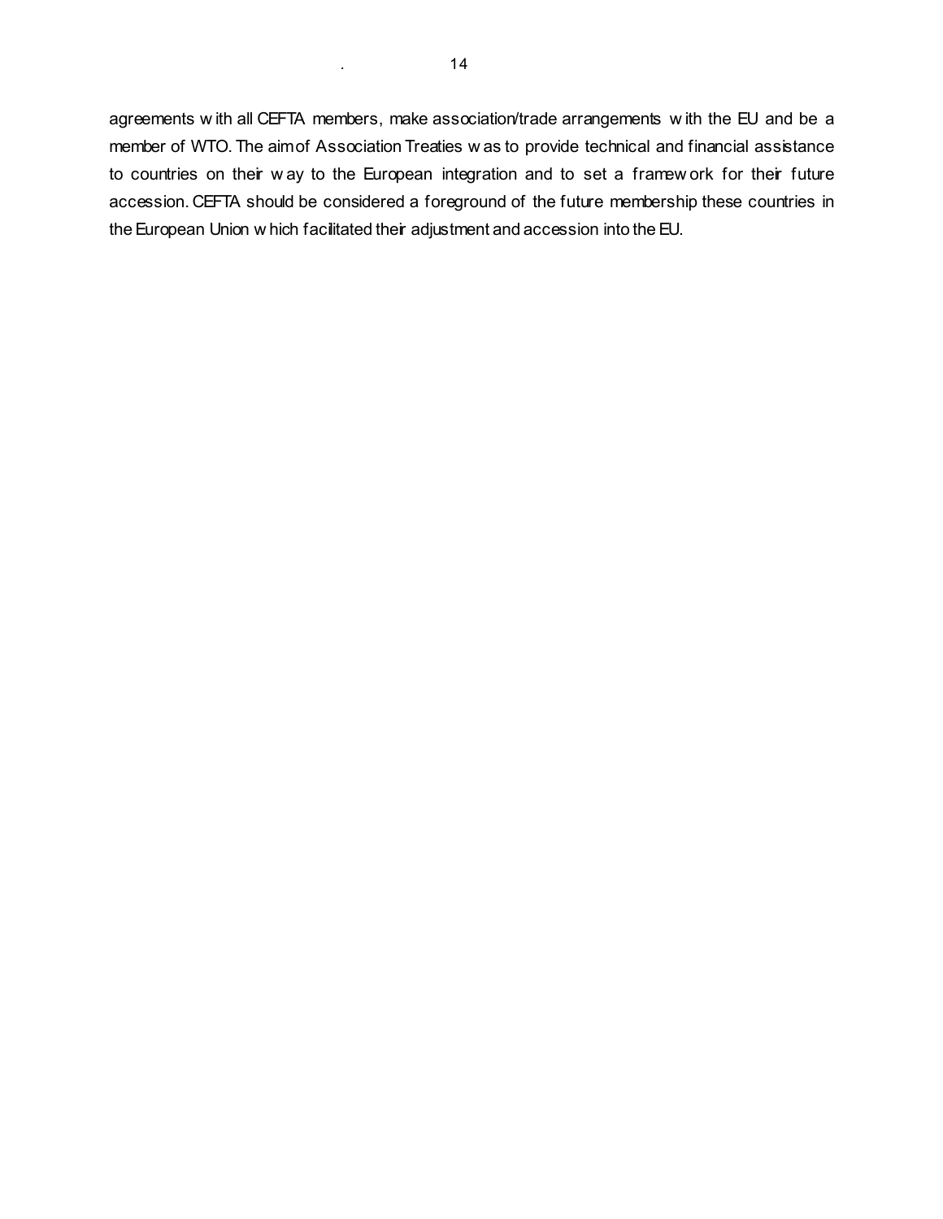agreements with all CEFTA members, make association/trade arrangements with the EU and be a member of WTO. The aim of Association Treaties was to provide technical and financial assistance to countries on their way to the European integration and to set a framework for their future accession. CEFTA should be considered a foreground of the future membership these countries in the European Union which facilitated their adjustment and accession into the EU.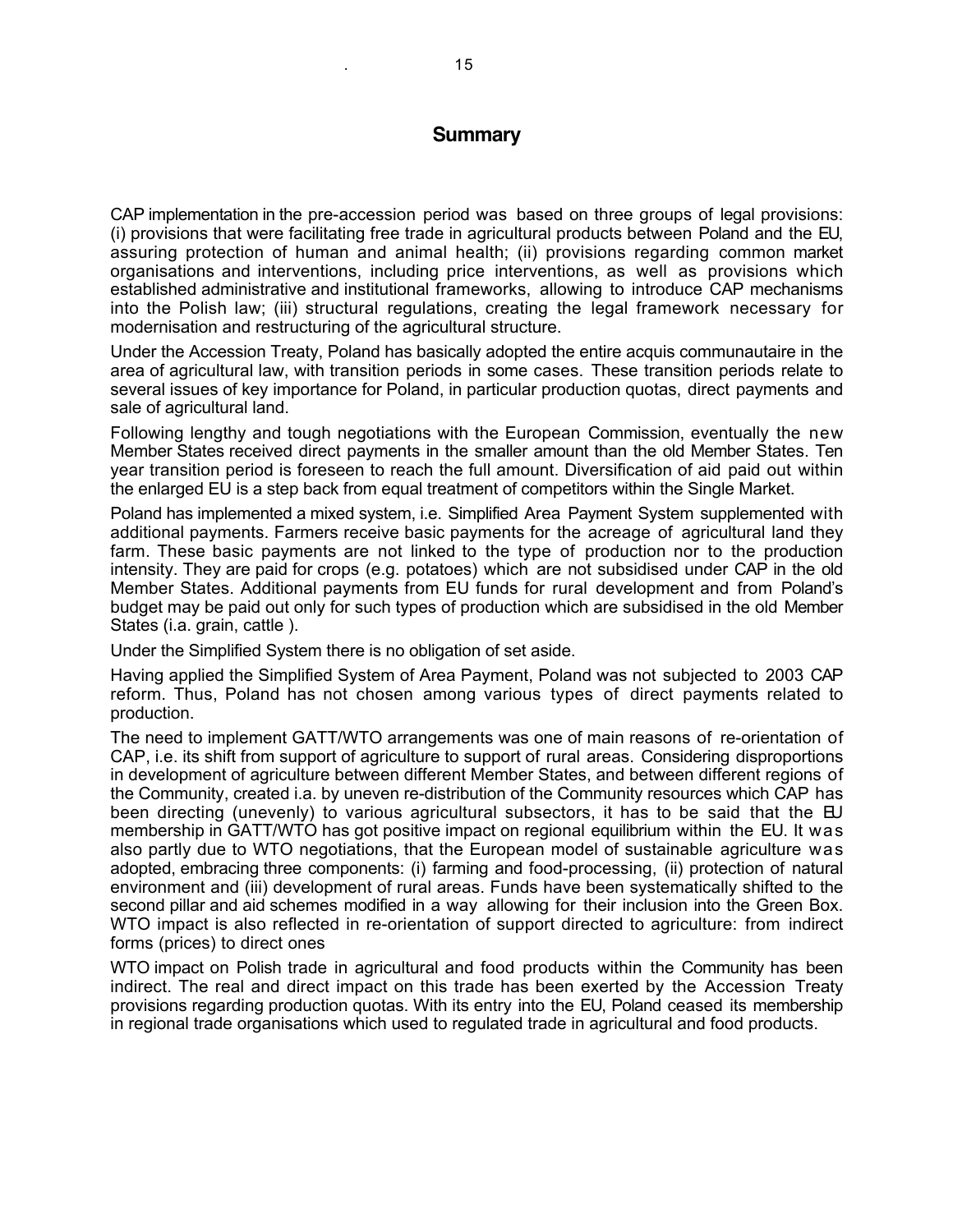# Summary

CAP implementation in the pre-accession period was based on three groups of legal provisions: (i) provisions that were facilitating free trade in agricultural products between Poland and the EU, assuring protection of human and animal health; (ii) provisions regarding common market organisations and interventions, including price interventions, as well as provisions which established administrative and institutional frameworks, allowing to introduce CAP mechanisms into the Polish law; (iii) structural regulations, creating the legal framework necessary for modernisation and restructuring of the agricultural structure.

Under the Accession Treaty, Poland has basically adopted the entire acquis communautaire in the area of agricultural law, with transition periods in some cases. These transition periods relate to several issues of key importance for Poland, in particular production quotas, direct payments and sale of agricultural land.

Following lengthy and tough negotiations with the European Commission, eventually the new Member States received direct payments in the smaller amount than the old Member States. Ten year transition period is foreseen to reach the full amount. Diversification of aid paid out within the enlarged EU is a step back from equal treatment of competitors within the Single Market.

Poland has implemented a mixed system, i.e. Simplified Area Payment System supplemented with additional payments. Farmers receive basic payments for the acreage of agricultural land they farm. These basic payments are not linked to the type of production nor to the production intensity. They are paid for crops (e.g. potatoes) which are not subsidised under CAP in the old Member States. Additional payments from EU funds for rural development and from Poland's budget may be paid out only for such types of production which are subsidised in the old Member States (i.a. grain, cattle ).

Under the Simplified System there is no obligation of set aside.

Having applied the Simplified System of Area Payment, Poland was not subjected to 2003 CAP reform. Thus, Poland has not chosen among various types of direct payments related to production.

The need to implement GATT/WTO arrangements was one of main reasons of re-orientation of CAP, i.e. its shift from support of agriculture to support of rural areas. Considering disproportions in development of agriculture between different Member States, and between different regions of the Community, created i.a. by uneven re-distribution of the Community resources which CAP has been directing (unevenly) to various agricultural subsectors, it has to be said that the EU membership in GATT/WTO has got positive impact on regional equilibrium within the EU. It was also partly due to WTO negotiations, that the European model of sustainable agriculture was adopted, embracing three components: (i) farming and food-processing, (ii) protection of natural environment and (iii) development of rural areas. Funds have been systematically shifted to the second pillar and aid schemes modified in a way allowing for their inclusion into the Green Box. WTO impact is also reflected in re-orientation of support directed to agriculture: from indirect forms (prices) to direct ones

WTO impact on Polish trade in agricultural and food products within the Community has been indirect. The real and direct impact on this trade has been exerted by the Accession Treaty provisions regarding production quotas. With its entry into the EU, Poland ceased its membership in regional trade organisations which used to regulated trade in agricultural and food products.